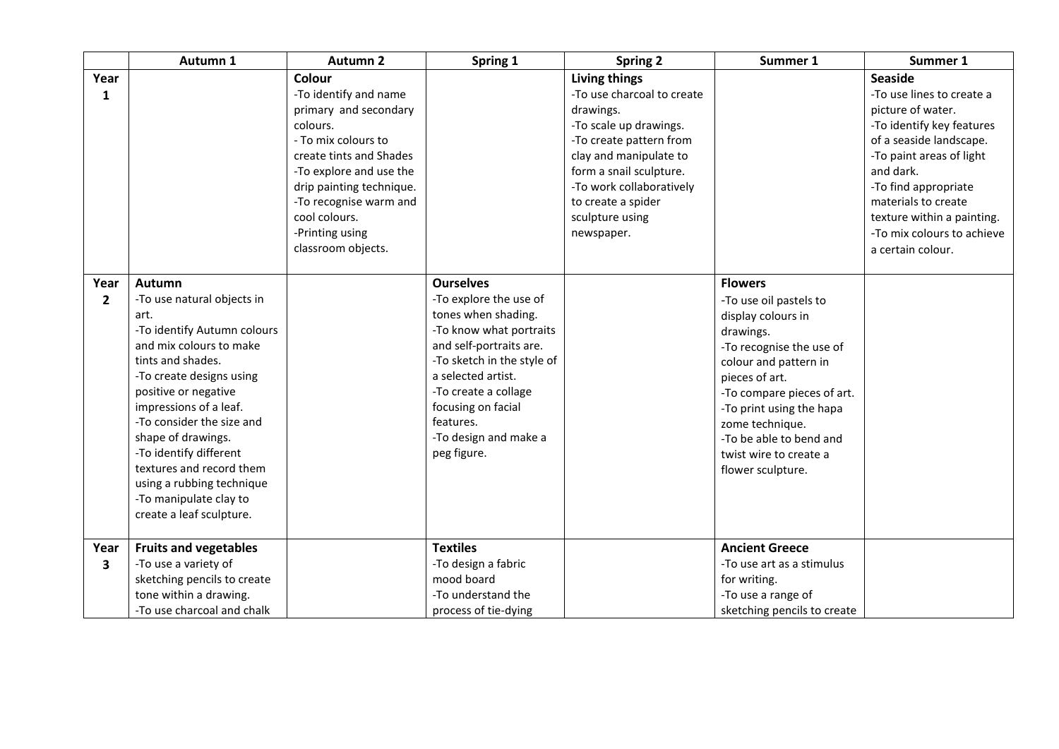| | Autumn 1 | Autumn 2 | Spring 1 | Spring 2 | Summer 1 | Summer 1 |
|---|---|---|---|---|---|---|
| Year 1 | | **Colour**<br>-To identify and name primary and secondary colours.<br>- To mix colours to create tints and Shades<br>-To explore and use the drip painting technique.<br>-To recognise warm and cool colours.<br>-Printing using classroom objects. | | **Living things**<br>-To use charcoal to create drawings.<br>-To scale up drawings.<br>-To create pattern from clay and manipulate to form a snail sculpture.<br>-To work collaboratively to create a spider sculpture using newspaper. | | **Seaside**<br>-To use lines to create a picture of water.<br>-To identify key features of a seaside landscape.<br>-To paint areas of light and dark.<br>-To find appropriate materials to create texture within a painting.<br>-To mix colours to achieve a certain colour. |
| Year 2 | **Autumn**<br>-To use natural objects in art.<br>-To identify Autumn colours and mix colours to make tints and shades.<br>-To create designs using positive or negative impressions of a leaf.<br>-To consider the size and shape of drawings.<br>-To identify different textures and record them using a rubbing technique<br>-To manipulate clay to create a leaf sculpture. | | **Ourselves**<br>-To explore the use of tones when shading.<br>-To know what portraits and self-portraits are.<br>-To sketch in the style of a selected artist.<br>-To create a collage focusing on facial features.<br>-To design and make a peg figure. | | **Flowers**<br>-To use oil pastels to display colours in drawings.<br>-To recognise the use of colour and pattern in pieces of art.<br>-To compare pieces of art.<br>-To print using the hapa zome technique.<br>-To be able to bend and twist wire to create a flower sculpture. | |
| Year 3 | **Fruits and vegetables**<br>-To use a variety of sketching pencils to create tone within a drawing.<br>-To use charcoal and chalk | | **Textiles**<br>-To design a fabric mood board<br>-To understand the process of tie-dying | | **Ancient Greece**<br>-To use art as a stimulus for writing.<br>-To use a range of sketching pencils to create | |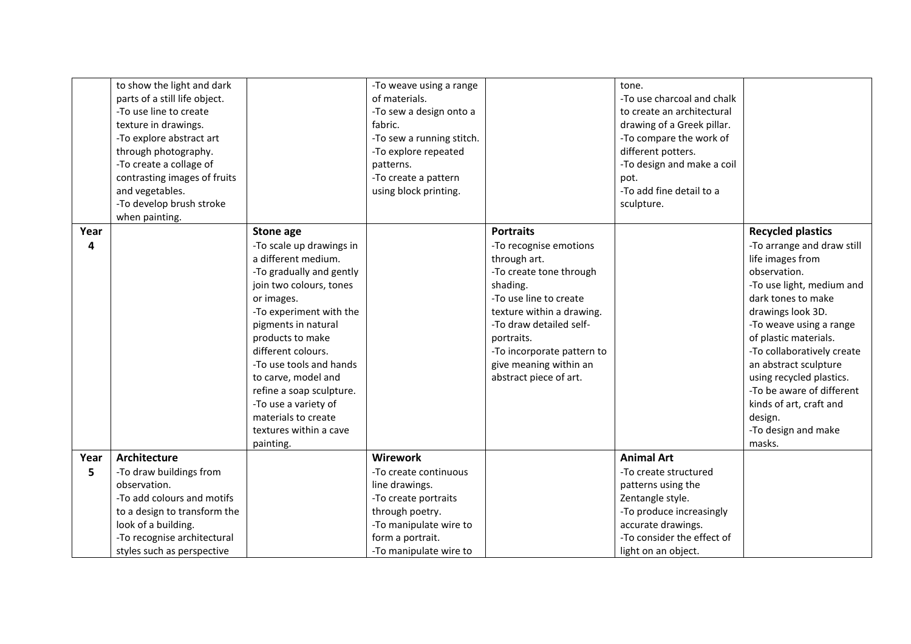|  |  |  |  |  |  |  |
|---|---|---|---|---|---|---|
|  | to show the light and dark parts of a still life object.<br>-To use line to create texture in drawings.<br>-To explore abstract art through photography.<br>-To create a collage of contrasting images of fruits and vegetables.<br>-To develop brush stroke when painting. |  | -To weave using a range of materials.<br>-To sew a design onto a fabric.<br>-To sew a running stitch.<br>-To explore repeated patterns.<br>-To create a pattern using block printing. |  | tone.<br>-To use charcoal and chalk to create an architectural drawing of a Greek pillar.<br>-To compare the work of different potters.<br>-To design and make a coil pot.<br>-To add fine detail to a sculpture. |  |
| **Year 4** |  | **Stone age**<br>-To scale up drawings in a different medium.<br>-To gradually and gently join two colours, tones or images.<br>-To experiment with the pigments in natural products to make different colours.<br>-To use tools and hands to carve, model and refine a soap sculpture.<br>-To use a variety of materials to create textures within a cave painting. |  | **Portraits**<br>-To recognise emotions through art.<br>-To create tone through shading.<br>-To use line to create texture within a drawing.<br>-To draw detailed self-portraits.<br>-To incorporate pattern to give meaning within an abstract piece of art. |  | **Recycled plastics**<br>-To arrange and draw still life images from observation.<br>-To use light, medium and dark tones to make drawings look 3D.<br>-To weave using a range of plastic materials.<br>-To collaboratively create an abstract sculpture using recycled plastics.<br>-To be aware of different kinds of art, craft and design.<br>-To design and make masks. |
| **Year 5** | **Architecture**<br>-To draw buildings from observation.<br>-To add colours and motifs to a design to transform the look of a building.<br>-To recognise architectural styles such as perspective |  | **Wirework**<br>-To create continuous line drawings.<br>-To create portraits through poetry.<br>-To manipulate wire to form a portrait.<br>-To manipulate wire to |  | **Animal Art**<br>-To create structured patterns using the Zentangle style.<br>-To produce increasingly accurate drawings.<br>-To consider the effect of light on an object. |  |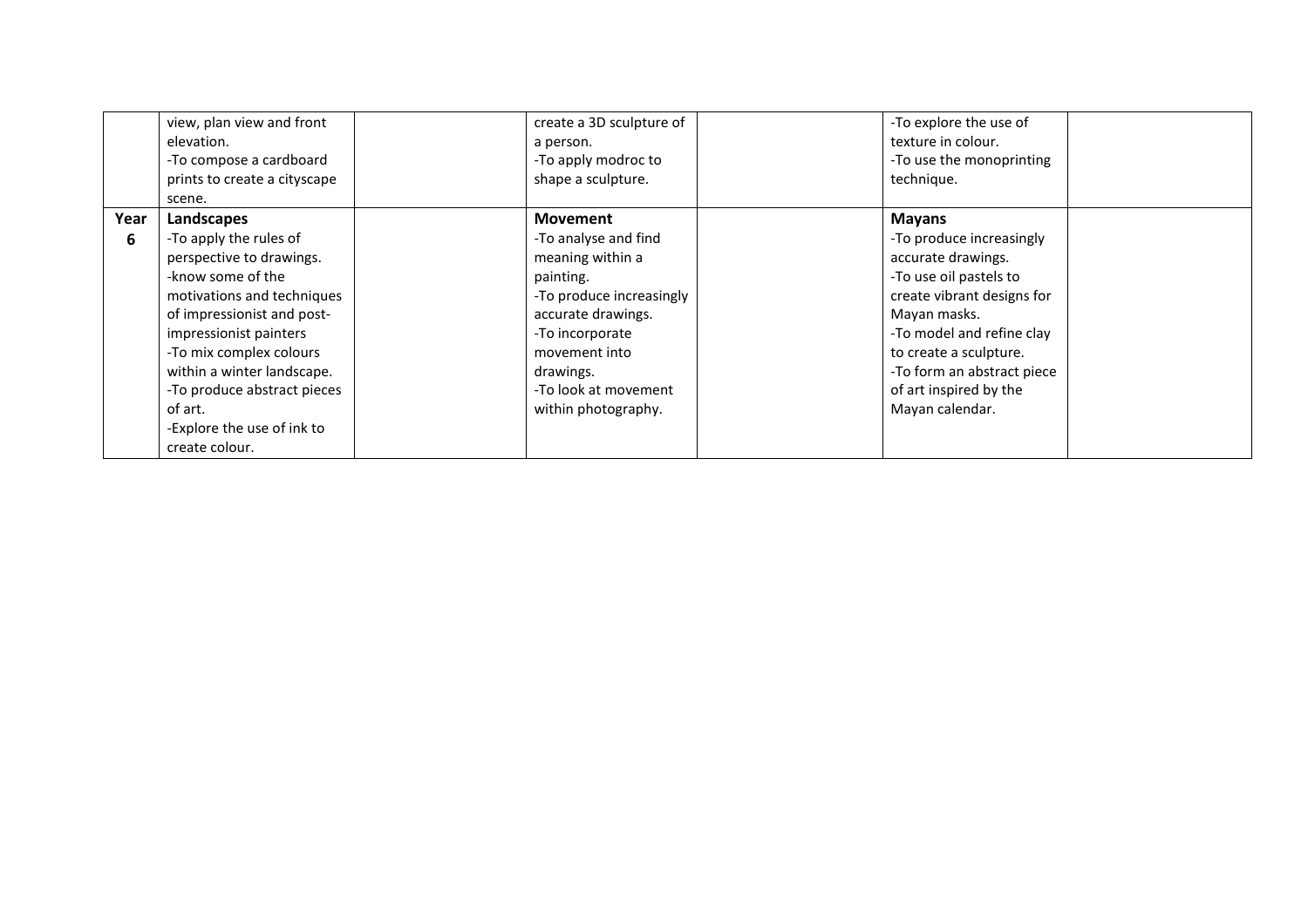| | | | | | | |
|---|---|---|---|---|---|---|
| | view, plan view and front elevation.<br>-To compose a cardboard prints to create a cityscape scene. | | create a 3D sculpture of a person.<br>-To apply modroc to shape a sculpture. | | -To explore the use of texture in colour.<br>-To use the monoprinting technique. | |
| **Year 6** | **Landscapes**<br>-To apply the rules of perspective to drawings.<br>-know some of the motivations and techniques of impressionist and post-impressionist painters<br>-To mix complex colours within a winter landscape.<br>-To produce abstract pieces of art.<br>-Explore the use of ink to create colour. | | **Movement**<br>-To analyse and find meaning within a painting.<br>-To produce increasingly accurate drawings.<br>-To incorporate movement into drawings.<br>-To look at movement within photography. | | **Mayans**<br>-To produce increasingly accurate drawings.<br>-To use oil pastels to create vibrant designs for Mayan masks.<br>-To model and refine clay to create a sculpture.<br>-To form an abstract piece of art inspired by the Mayan calendar. | |